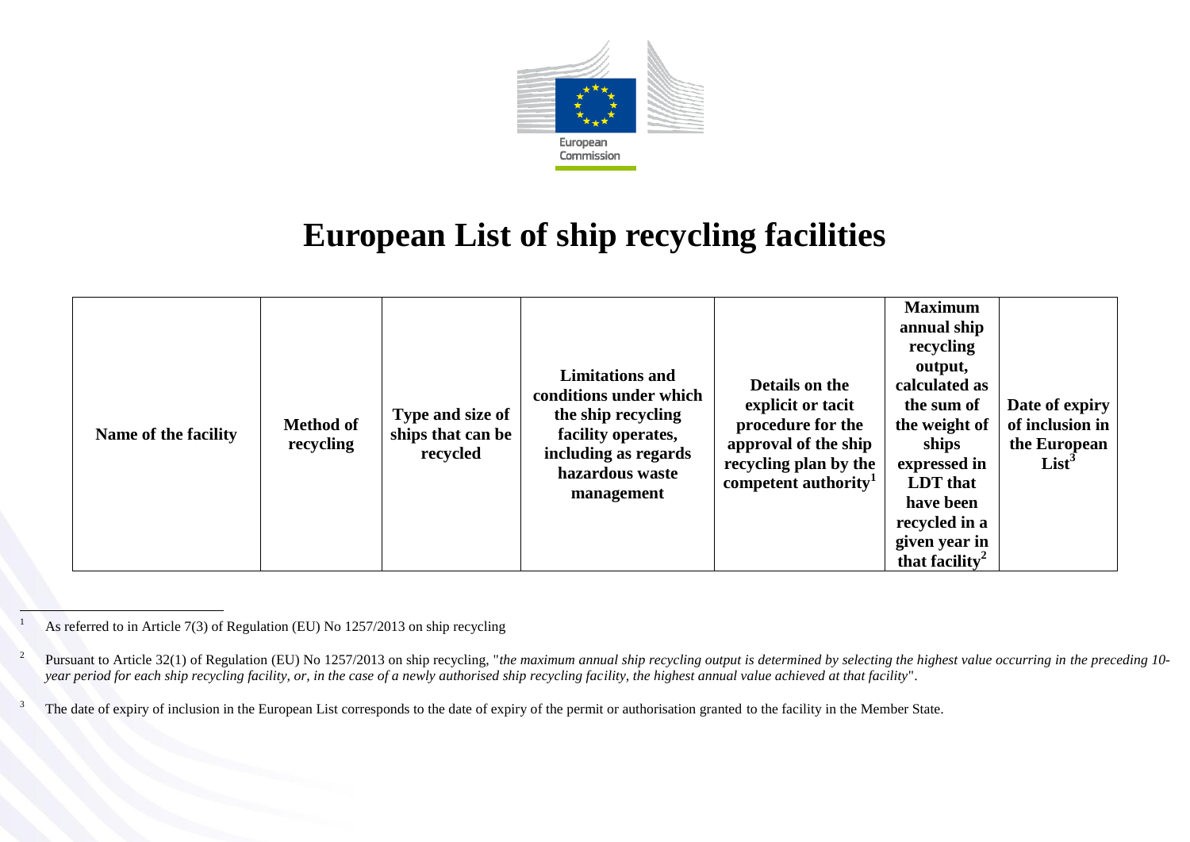European Commission

# European List of ship recycling facilities

| Name of the facility | Method of recycling | Type and size of ships that can be recycled | Limitations and conditions under which the ship recycling facility operates, including as regards hazardous waste management | Details on the explicit or tacit procedure for the approval of the ship recycling plan by the competent authority[1] | Maximum annual ship recycling output, calculated as the sum of the weight of ships expressed in LDT that have been recycled in a given year in that facility[2] | Date of expiry of inclusion in the European List[3] |
|---|---|---|---|---|---|---|

[1] As referred to in Article 7(3) of Regulation (EU) No 1257/2013 on ship recycling

[2] Pursuant to Article 32(1) of Regulation (EU) No 1257/2013 on ship recycling, "*the maximum annual ship recycling output is determined by selecting the highest value occurring in the preceding 10-year period for each ship recycling facility, or, in the case of a newly authorised ship recycling facility, the highest annual value achieved at that facility*".

[3] The date of expiry of inclusion in the European List corresponds to the date of expiry of the permit or authorisation granted to the facility in the Member State.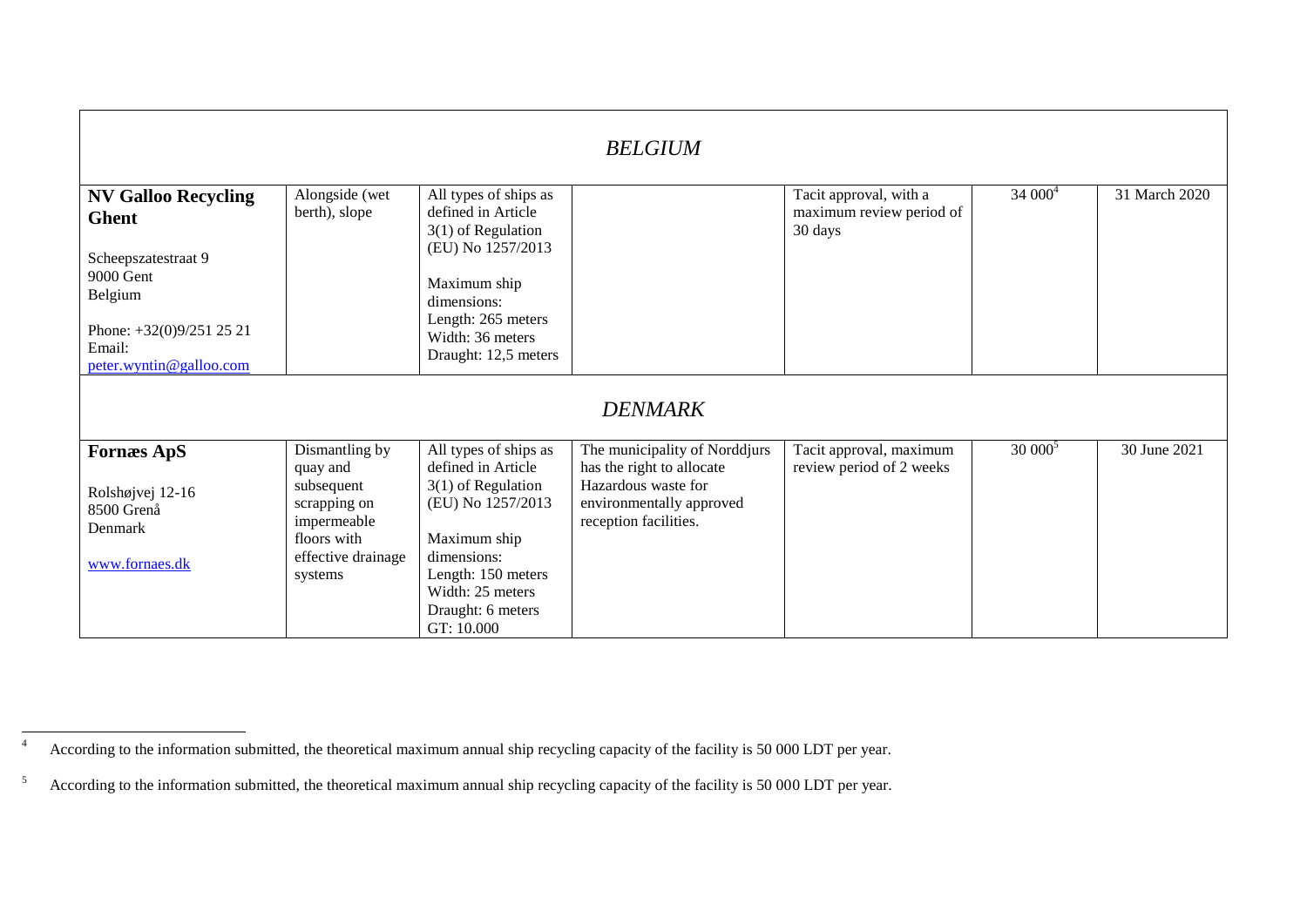| | | | | | | |
|---|---|---|---|---|---|---|
| | | | *BELGIUM* | | | |
| **NV Galloo Recycling Ghent**<br><br>Scheepszatestraat 9<br>9000 Gent<br>Belgium<br><br>Phone: +32(0)9/251 25 21<br>Email: peter.wyntin@galloo.com | Alongside (wet berth), slope | All types of ships as defined in Article 3(1) of Regulation (EU) No 1257/2013<br><br>Maximum ship dimensions:<br>Length: 265 meters<br>Width: 36 meters<br>Draught: 12,5 meters | | Tacit approval, with a maximum review period of 30 days | 34 000[4] | 31 March 2020 |
| | | | *DENMARK* | | | |
| **Fornæs ApS**<br><br>Rolshøjvej 12-16<br>8500 Grenå<br>Denmark<br><br>www.fornaes.dk | Dismantling by quay and subsequent scrapping on impermeable floors with effective drainage systems | All types of ships as defined in Article 3(1) of Regulation (EU) No 1257/2013<br><br>Maximum ship dimensions:<br>Length: 150 meters<br>Width: 25 meters<br>Draught: 6 meters<br>GT: 10.000 | The municipality of Norddjurs has the right to allocate Hazardous waste for environmentally approved reception facilities. | Tacit approval, maximum review period of 2 weeks | 30 000[5] | 30 June 2021 |

[4] According to the information submitted, the theoretical maximum annual ship recycling capacity of the facility is 50 000 LDT per year.

[5] According to the information submitted, the theoretical maximum annual ship recycling capacity of the facility is 50 000 LDT per year.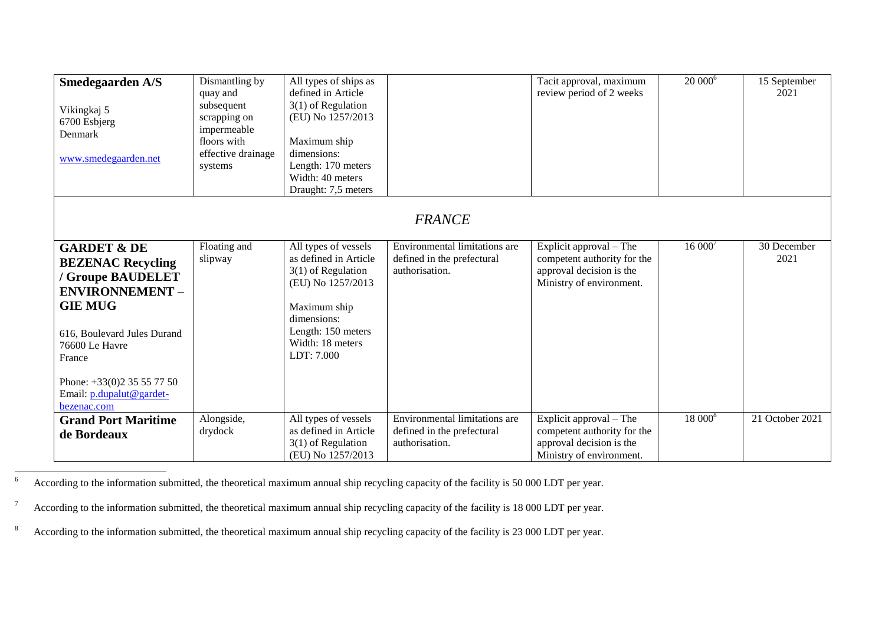| | | | | | | |
|---|---|---|---|---|---|---|
| **Smedegaarden A/S**<br><br>Vikingkaj 5<br>6700 Esbjerg<br>Denmark<br><br>www.smedegaarden.net | Dismantling by quay and subsequent scrapping on impermeable floors with effective drainage systems | All types of ships as defined in Article 3(1) of Regulation (EU) No 1257/2013<br><br>Maximum ship dimensions:<br>Length: 170 meters<br>Width: 40 meters<br>Draught: 7,5 meters | | Tacit approval, maximum review period of 2 weeks | 20 000[6] | 15 September 2021 |
| ***FRANCE*** | | | | | | |
| **GARDET & DE BEZENAC Recycling / Groupe BAUDELET ENVIRONNEMENT – GIE MUG**<br><br>616, Boulevard Jules Durand<br>76600 Le Havre<br>France<br><br>Phone: +33(0)2 35 55 77 50<br>Email: p.dupalut@gardet-bezenac.com | Floating and slipway | All types of vessels as defined in Article 3(1) of Regulation (EU) No 1257/2013<br><br>Maximum ship dimensions:<br>Length: 150 meters<br>Width: 18 meters<br>LDT: 7.000 | Environmental limitations are defined in the prefectural authorisation. | Explicit approval – The competent authority for the approval decision is the Ministry of environment. | 16 000[7] | 30 December 2021 |
| **Grand Port Maritime de Bordeaux** | Alongside, drydock | All types of vessels as defined in Article 3(1) of Regulation (EU) No 1257/2013 | Environmental limitations are defined in the prefectural authorisation. | Explicit approval – The competent authority for the approval decision is the Ministry of environment. | 18 000[8] | 21 October 2021 |

[6] According to the information submitted, the theoretical maximum annual ship recycling capacity of the facility is 50 000 LDT per year.

[7] According to the information submitted, the theoretical maximum annual ship recycling capacity of the facility is 18 000 LDT per year.

[8] According to the information submitted, the theoretical maximum annual ship recycling capacity of the facility is 23 000 LDT per year.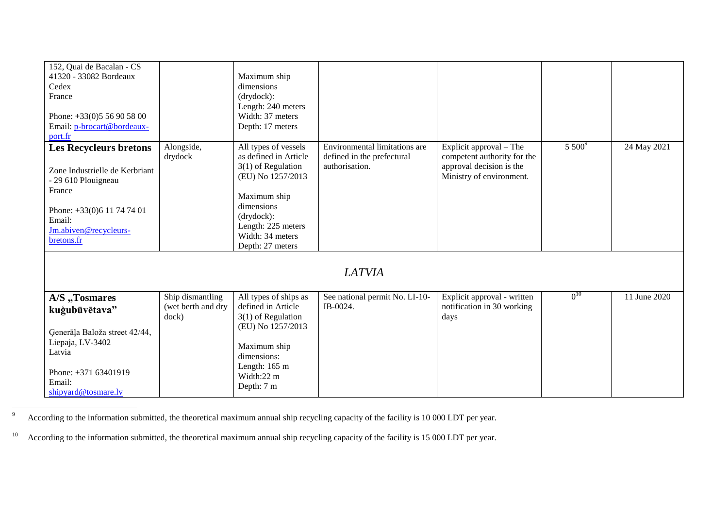| | | | | | | |
|---|---|---|---|---|---|---|
| 152, Quai de Bacalan - CS 41320 - 33082 Bordeaux Cedex France<br><br>Phone: +33(0)5 56 90 58 00<br>Email: p-brocart@bordeaux-port.fr | | Maximum ship dimensions (drydock):<br>Length: 240 meters<br>Width: 37 meters<br>Depth: 17 meters | | | | |
| **Les Recycleurs bretons**<br><br>Zone Industrielle de Kerbriant - 29 610 Plouigneau France<br><br>Phone: +33(0)6 11 74 74 01<br>Email: Jm.abiven@recycleurs-bretons.fr | Alongside, drydock | All types of vessels as defined in Article 3(1) of Regulation (EU) No 1257/2013<br><br>Maximum ship dimensions (drydock):<br>Length: 225 meters<br>Width: 34 meters<br>Depth: 27 meters | Environmental limitations are defined in the prefectural authorisation. | Explicit approval – The competent authority for the approval decision is the Ministry of environment. | 5 500[9] | 24 May 2021 |
| *LATVIA* | | | | | | |
| **A/S „Tosmares kuģubūvētava"**<br><br>Ģenerāļa Baloža street 42/44, Liepaja, LV-3402 Latvia<br><br>Phone: +371 63401919<br>Email: shipyard@tosmare.lv | Ship dismantling (wet berth and dry dock) | All types of ships as defined in Article 3(1) of Regulation (EU) No 1257/2013<br><br>Maximum ship dimensions:<br>Length: 165 m<br>Width:22 m<br>Depth: 7 m | See national permit No. LI-10-IB-0024. | Explicit approval - written notification in 30 working days | 0[10] | 11 June 2020 |

[9] According to the information submitted, the theoretical maximum annual ship recycling capacity of the facility is 10 000 LDT per year.

[10] According to the information submitted, the theoretical maximum annual ship recycling capacity of the facility is 15 000 LDT per year.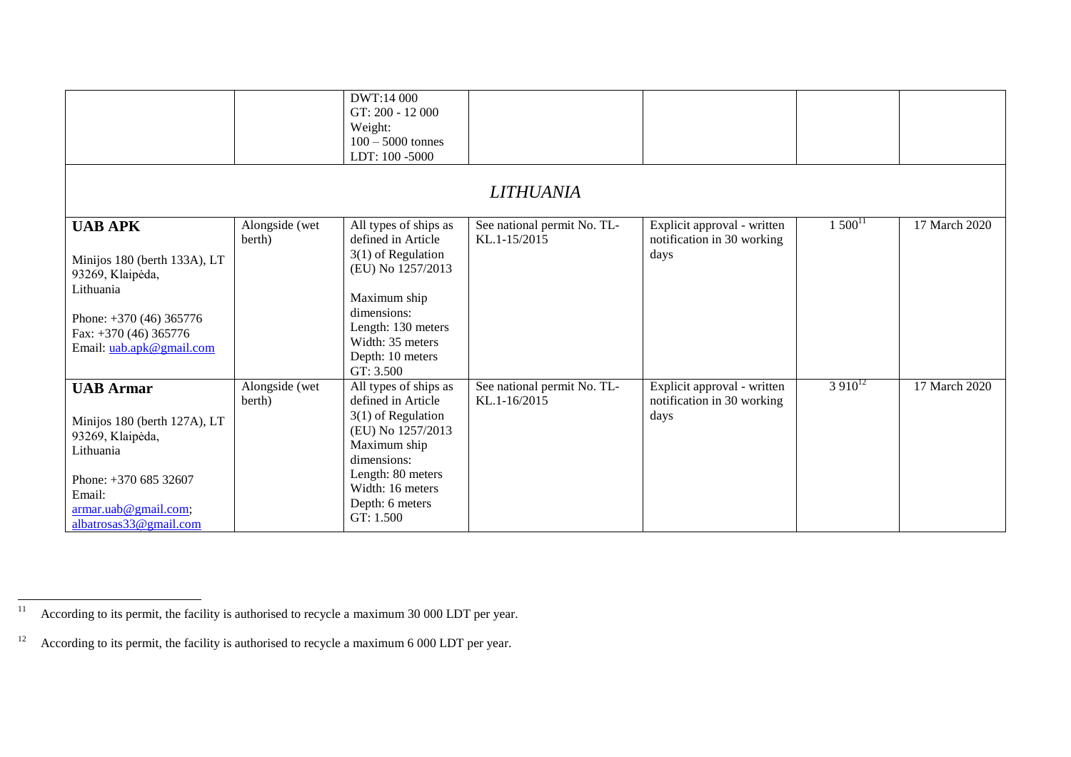| | | | | | | |
|---|---|---|---|---|---|---|
| | | DWT:14 000<br>GT: 200 - 12 000<br>Weight:<br>100 – 5000 tonnes<br>LDT: 100 -5000 | | | | |
| *LITHUANIA* | | | | | | |
| **UAB APK**<br><br>Minijos 180 (berth 133A), LT 93269, Klaipėda, Lithuania<br><br>Phone: +370 (46) 365776<br>Fax: +370 (46) 365776<br>Email: uab.apk@gmail.com | Alongside (wet berth) | All types of ships as defined in Article 3(1) of Regulation (EU) No 1257/2013<br><br>Maximum ship dimensions:<br>Length: 130 meters<br>Width: 35 meters<br>Depth: 10 meters<br>GT: 3.500 | See national permit No. TL-KL.1-15/2015 | Explicit approval - written notification in 30 working days | 1 500[11] | 17 March 2020 |
| **UAB Armar**<br><br>Minijos 180 (berth 127A), LT 93269, Klaipėda, Lithuania<br><br>Phone: +370 685 32607<br>Email:<br>armar.uab@gmail.com;<br>albatrosas33@gmail.com | Alongside (wet berth) | All types of ships as defined in Article 3(1) of Regulation (EU) No 1257/2013<br>Maximum ship dimensions:<br>Length: 80 meters<br>Width: 16 meters<br>Depth: 6 meters<br>GT: 1.500 | See national permit No. TL-KL.1-16/2015 | Explicit approval - written notification in 30 working days | 3 910[12] | 17 March 2020 |

[11] According to its permit, the facility is authorised to recycle a maximum 30 000 LDT per year.

[12] According to its permit, the facility is authorised to recycle a maximum 6 000 LDT per year.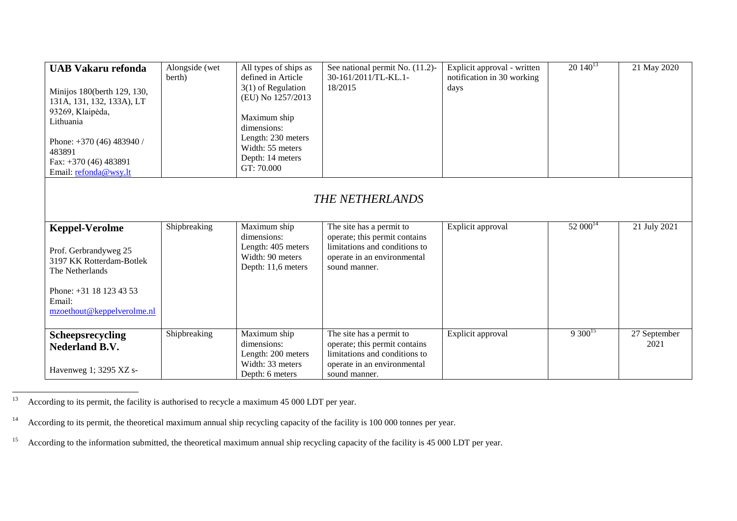| | | | | | | |
|---|---|---|---|---|---|---|
| **UAB Vakaru refonda**<br><br>Minijos 180(berth 129, 130, 131A, 131, 132, 133A), LT 93269, Klaipėda, Lithuania<br><br>Phone: +370 (46) 483940 / 483891<br>Fax: +370 (46) 483891<br>Email: refonda@wsy.lt | Alongside (wet berth) | All types of ships as defined in Article 3(1) of Regulation (EU) No 1257/2013<br><br>Maximum ship dimensions:<br>Length: 230 meters<br>Width: 55 meters<br>Depth: 14 meters<br>GT: 70.000 | See national permit No. (11.2)-30-161/2011/TL-KL.1-18/2015 | Explicit approval - written notification in 30 working days | 20 140[13] | 21 May 2020 |
| *THE NETHERLANDS* | | | | | | |
| **Keppel-Verolme**<br><br>Prof. Gerbrandyweg 25<br>3197 KK Rotterdam-Botlek<br>The Netherlands<br><br>Phone: +31 18 123 43 53<br>Email: mzoethout@keppelverolme.nl | Shipbreaking | Maximum ship dimensions:<br>Length: 405 meters<br>Width: 90 meters<br>Depth: 11,6 meters | The site has a permit to operate; this permit contains limitations and conditions to operate in an environmental sound manner. | Explicit approval | 52 000[14] | 21 July 2021 |
| **Scheepsrecycling Nederland B.V.**<br><br>Havenweg 1; 3295 XZ s- | Shipbreaking | Maximum ship dimensions:<br>Length: 200 meters<br>Width: 33 meters<br>Depth: 6 meters | The site has a permit to operate; this permit contains limitations and conditions to operate in an environmental sound manner. | Explicit approval | 9 300[15] | 27 September 2021 |

[13] According to its permit, the facility is authorised to recycle a maximum 45 000 LDT per year.

[14] According to its permit, the theoretical maximum annual ship recycling capacity of the facility is 100 000 tonnes per year.

[15] According to the information submitted, the theoretical maximum annual ship recycling capacity of the facility is 45 000 LDT per year.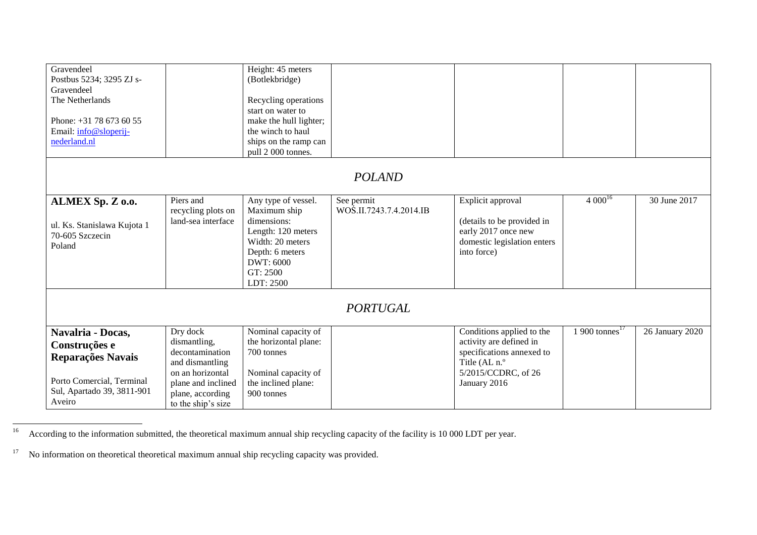| | | | | | | |
|---|---|---|---|---|---|---|
| Gravendeel<br>Postbus 5234; 3295 ZJ s-Gravendeel<br>The Netherlands<br><br>Phone: +31 78 673 60 55<br>Email: info@sloperij-nederland.nl | | Height: 45 meters (Botlekbridge)<br><br>Recycling operations start on water to make the hull lighter; the winch to haul ships on the ramp can pull 2 000 tonnes. | | | | |
| | | | *POLAND* | | | |
| **ALMEX Sp. Z o.o.**<br><br>ul. Ks. Stanislawa Kujota 1<br>70-605 Szczecin<br>Poland | Piers and recycling plots on land-sea interface | Any type of vessel. Maximum ship dimensions:<br>Length: 120 meters<br>Width: 20 meters<br>Depth: 6 meters<br>DWT: 6000<br>GT: 2500<br>LDT: 2500 | See permit WOŚ.II.7243.7.4.2014.IB | Explicit approval<br><br>(details to be provided in early 2017 once new domestic legislation enters into force) | 4 000[16] | 30 June 2017 |
| | | | *PORTUGAL* | | | |
| **Navalria - Docas, Construções e Reparações Navais**<br><br>Porto Comercial, Terminal Sul, Apartado 39, 3811-901 Aveiro | Dry dock dismantling, decontamination and dismantling on an horizontal plane and inclined plane, according to the ship's size | Nominal capacity of the horizontal plane: 700 tonnes<br><br>Nominal capacity of the inclined plane: 900 tonnes | | Conditions applied to the activity are defined in specifications annexed to Title (AL n.º 5/2015/CCDRC, of 26 January 2016 | 1 900 tonnes[17] | 26 January 2020 |

[16] According to the information submitted, the theoretical maximum annual ship recycling capacity of the facility is 10 000 LDT per year.

[17] No information on theoretical theoretical maximum annual ship recycling capacity was provided.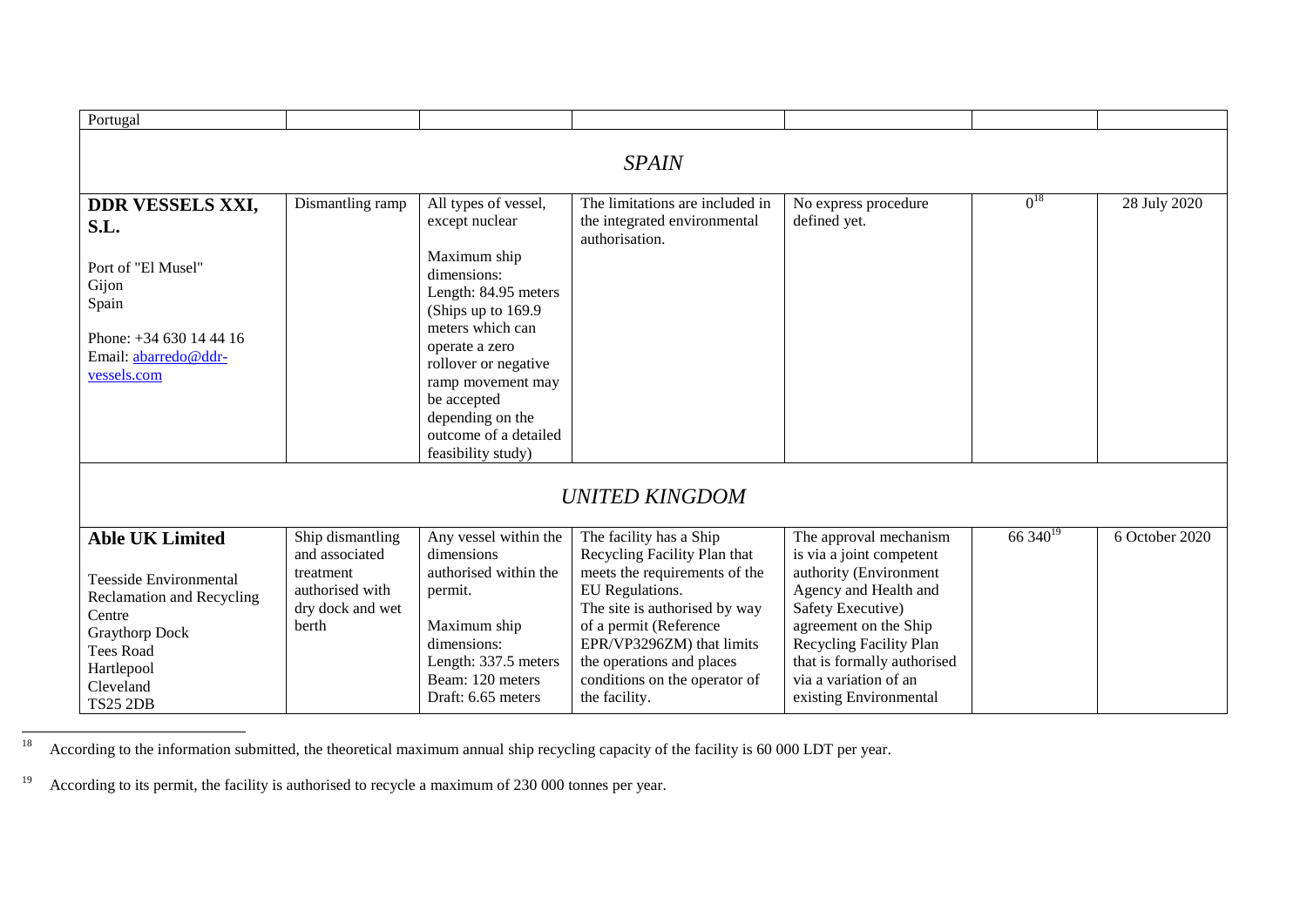| | | | | | | |
|---|---|---|---|---|---|---|
| Portugal | | | | | | |
| *SPAIN* | | | | | | |
| **DDR VESSELS XXI, S.L.**<br><br>Port of "El Musel"<br>Gijon<br>Spain<br><br>Phone: +34 630 14 44 16<br>Email: abarredo@ddr-vessels.com | Dismantling ramp | All types of vessel, except nuclear<br><br>Maximum ship dimensions:<br>Length: 84.95 meters<br>(Ships up to 169.9 meters which can operate a zero rollover or negative ramp movement may be accepted depending on the outcome of a detailed feasibility study) | The limitations are included in the integrated environmental authorisation. | No express procedure defined yet. | 0[18] | 28 July 2020 |
| *UNITED KINGDOM* | | | | | | |
| **Able UK Limited**<br><br>Teesside Environmental Reclamation and Recycling Centre<br>Graythorp Dock<br>Tees Road<br>Hartlepool<br>Cleveland<br>TS25 2DB | Ship dismantling and associated treatment authorised with dry dock and wet berth | Any vessel within the dimensions authorised within the permit.<br><br>Maximum ship dimensions:<br>Length: 337.5 meters<br>Beam: 120 meters<br>Draft: 6.65 meters | The facility has a Ship Recycling Facility Plan that meets the requirements of the EU Regulations.<br>The site is authorised by way of a permit (Reference EPR/VP3296ZM) that limits the operations and places conditions on the operator of the facility. | The approval mechanism is via a joint competent authority (Environment Agency and Health and Safety Executive) agreement on the Ship Recycling Facility Plan that is formally authorised via a variation of an existing Environmental | 66 340[19] | 6 October 2020 |

[18] According to the information submitted, the theoretical maximum annual ship recycling capacity of the facility is 60 000 LDT per year.

[19] According to its permit, the facility is authorised to recycle a maximum of 230 000 tonnes per year.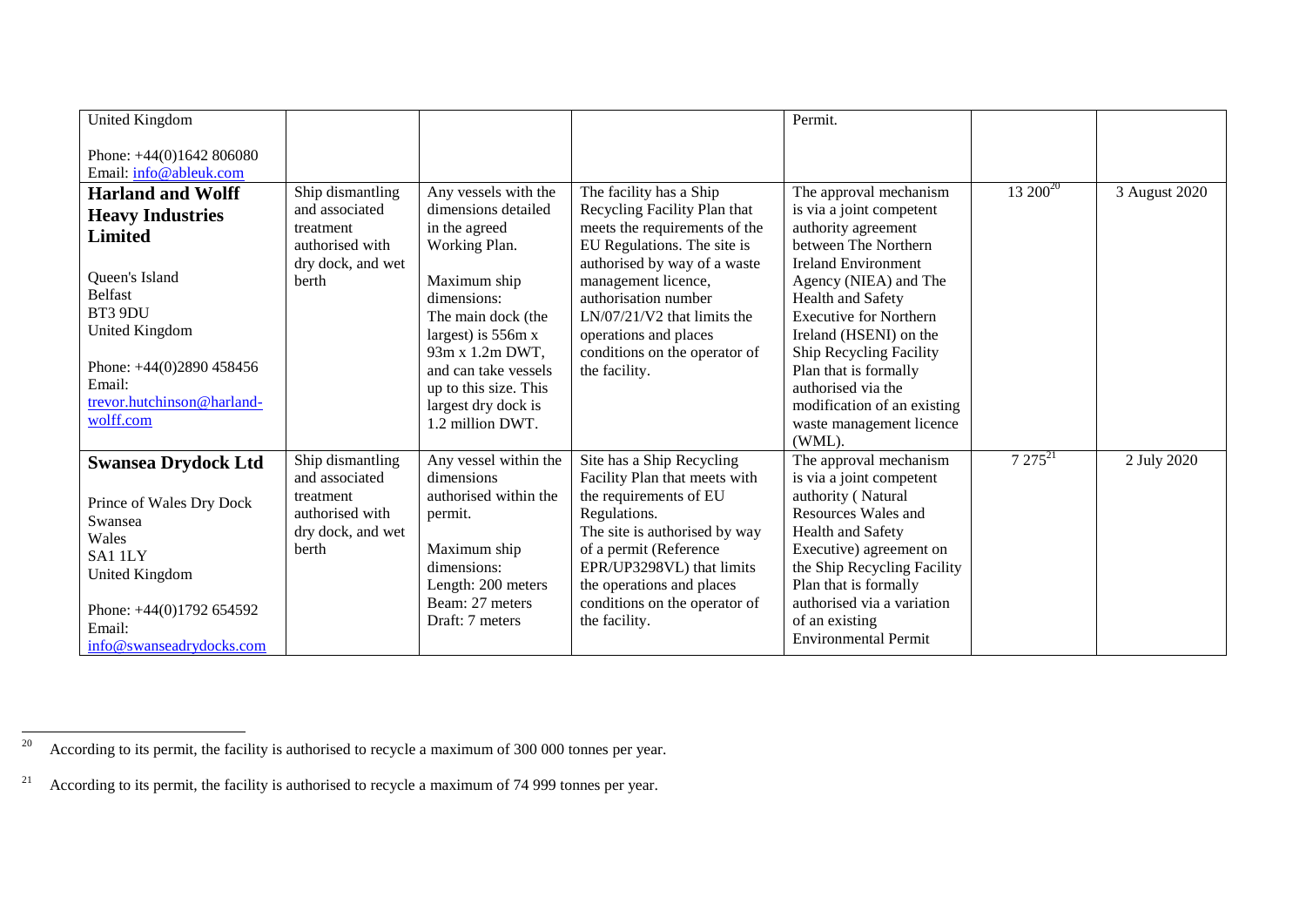| | | | | | | |
|---|---|---|---|---|---|---|
| United Kingdom<br><br>Phone: +44(0)1642 806080<br>Email: info@ableuk.com | | | | Permit. | | |
| **Harland and Wolff Heavy Industries Limited**<br><br>Queen's Island<br>Belfast<br>BT3 9DU<br>United Kingdom<br><br>Phone: +44(0)2890 458456<br>Email: trevor.hutchinson@harland-wolff.com | Ship dismantling and associated treatment authorised with dry dock, and wet berth | Any vessels with the dimensions detailed in the agreed Working Plan.<br><br>Maximum ship dimensions:<br>The main dock (the largest) is 556m x 93m x 1.2m DWT, and can take vessels up to this size. This largest dry dock is 1.2 million DWT. | The facility has a Ship Recycling Facility Plan that meets the requirements of the EU Regulations. The site is authorised by way of a waste management licence, authorisation number LN/07/21/V2 that limits the operations and places conditions on the operator of the facility. | The approval mechanism is via a joint competent authority agreement between The Northern Ireland Environment Agency (NIEA) and The Health and Safety Executive for Northern Ireland (HSENI) on the Ship Recycling Facility Plan that is formally authorised via the modification of an existing waste management licence (WML). | 13 200[20] | 3 August 2020 |
| **Swansea Drydock Ltd**<br><br>Prince of Wales Dry Dock<br>Swansea<br>Wales<br>SA1 1LY<br>United Kingdom<br><br>Phone: +44(0)1792 654592<br>Email: info@swanseadrydocks.com | Ship dismantling and associated treatment authorised with dry dock, and wet berth | Any vessel within the dimensions authorised within the permit.<br><br>Maximum ship dimensions:<br>Length: 200 meters<br>Beam: 27 meters<br>Draft: 7 meters | Site has a Ship Recycling Facility Plan that meets with the requirements of EU Regulations.<br>The site is authorised by way of a permit (Reference EPR/UP3298VL) that limits the operations and places conditions on the operator of the facility. | The approval mechanism is via a joint competent authority ( Natural Resources Wales and Health and Safety Executive) agreement on the Ship Recycling Facility Plan that is formally authorised via a variation of an existing Environmental Permit | 7 275[21] | 2 July 2020 |

[20] According to its permit, the facility is authorised to recycle a maximum of 300 000 tonnes per year.

[21] According to its permit, the facility is authorised to recycle a maximum of 74 999 tonnes per year.